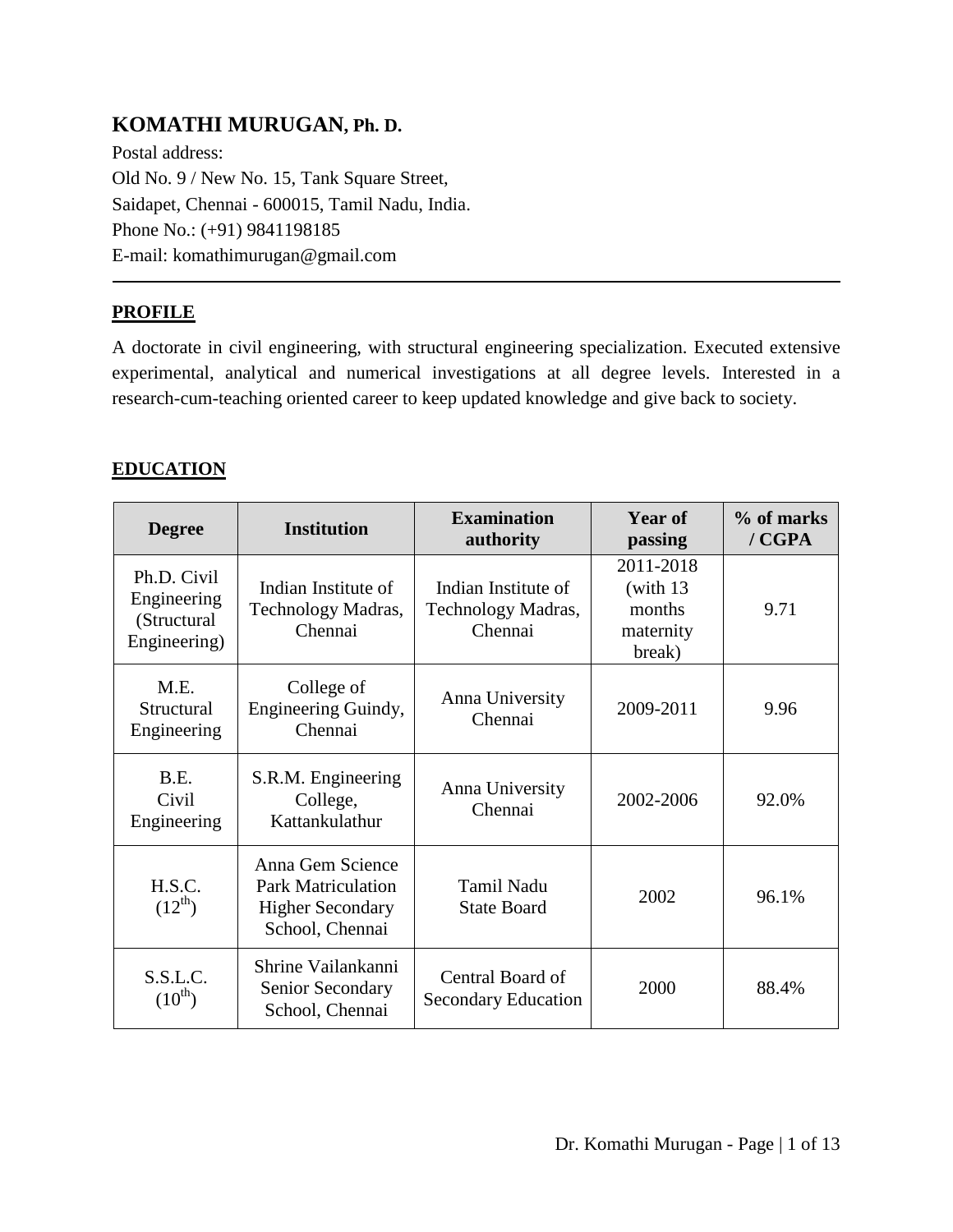# KOMATHI MURUGAN, Ph. D.

Postal address:
Old No. 9 / New No. 15, Tank Square Street,
Saidapet, Chennai - 600015, Tamil Nadu, India.
Phone No.: (+91) 9841198185
E-mail: komathimurugan@gmail.com

---

## PROFILE

A doctorate in civil engineering, with structural engineering specialization. Executed extensive experimental, analytical and numerical investigations at all degree levels. Interested in a research-cum-teaching oriented career to keep updated knowledge and give back to society.

## EDUCATION

| Degree | Institution | Examination authority | Year of passing | % of marks / CGPA |
|---|---|---|---|---|
| Ph.D. Civil Engineering (Structural Engineering) | Indian Institute of Technology Madras, Chennai | Indian Institute of Technology Madras, Chennai | 2011-2018 (with 13 months maternity break) | 9.71 |
| M.E. Structural Engineering | College of Engineering Guindy, Chennai | Anna University Chennai | 2009-2011 | 9.96 |
| B.E. Civil Engineering | S.R.M. Engineering College, Kattankulathur | Anna University Chennai | 2002-2006 | 92.0% |
| H.S.C. ($12^{th}$) | Anna Gem Science Park Matriculation Higher Secondary School, Chennai | Tamil Nadu State Board | 2002 | 96.1% |
| S.S.L.C. ($10^{th}$) | Shrine Vailankanni Senior Secondary School, Chennai | Central Board of Secondary Education | 2000 | 88.4% |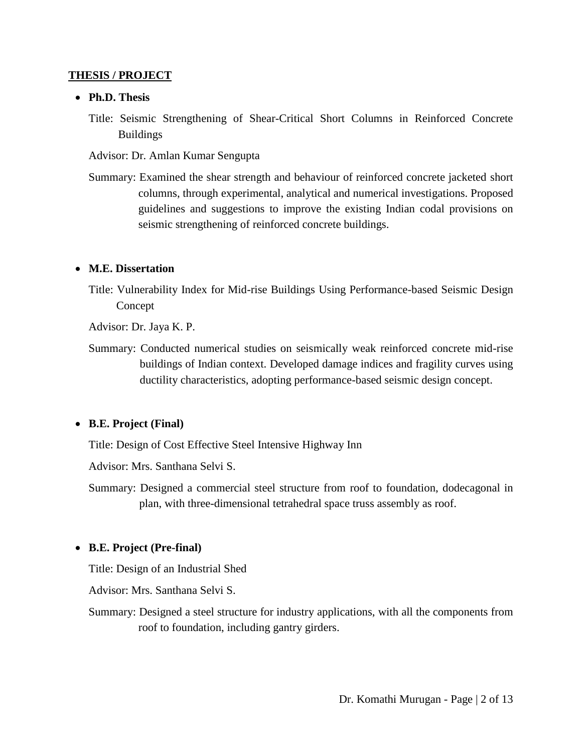## THESIS / PROJECT

- **Ph.D. Thesis**

  Title: Seismic Strengthening of Shear-Critical Short Columns in Reinforced Concrete Buildings

  Advisor: Dr. Amlan Kumar Sengupta

  Summary: Examined the shear strength and behaviour of reinforced concrete jacketed short columns, through experimental, analytical and numerical investigations. Proposed guidelines and suggestions to improve the existing Indian codal provisions on seismic strengthening of reinforced concrete buildings.

- **M.E. Dissertation**

  Title: Vulnerability Index for Mid-rise Buildings Using Performance-based Seismic Design Concept

  Advisor: Dr. Jaya K. P.

  Summary: Conducted numerical studies on seismically weak reinforced concrete mid-rise buildings of Indian context. Developed damage indices and fragility curves using ductility characteristics, adopting performance-based seismic design concept.

- **B.E. Project (Final)**

  Title: Design of Cost Effective Steel Intensive Highway Inn

  Advisor: Mrs. Santhana Selvi S.

  Summary: Designed a commercial steel structure from roof to foundation, dodecagonal in plan, with three-dimensional tetrahedral space truss assembly as roof.

- **B.E. Project (Pre-final)**

  Title: Design of an Industrial Shed

  Advisor: Mrs. Santhana Selvi S.

  Summary: Designed a steel structure for industry applications, with all the components from roof to foundation, including gantry girders.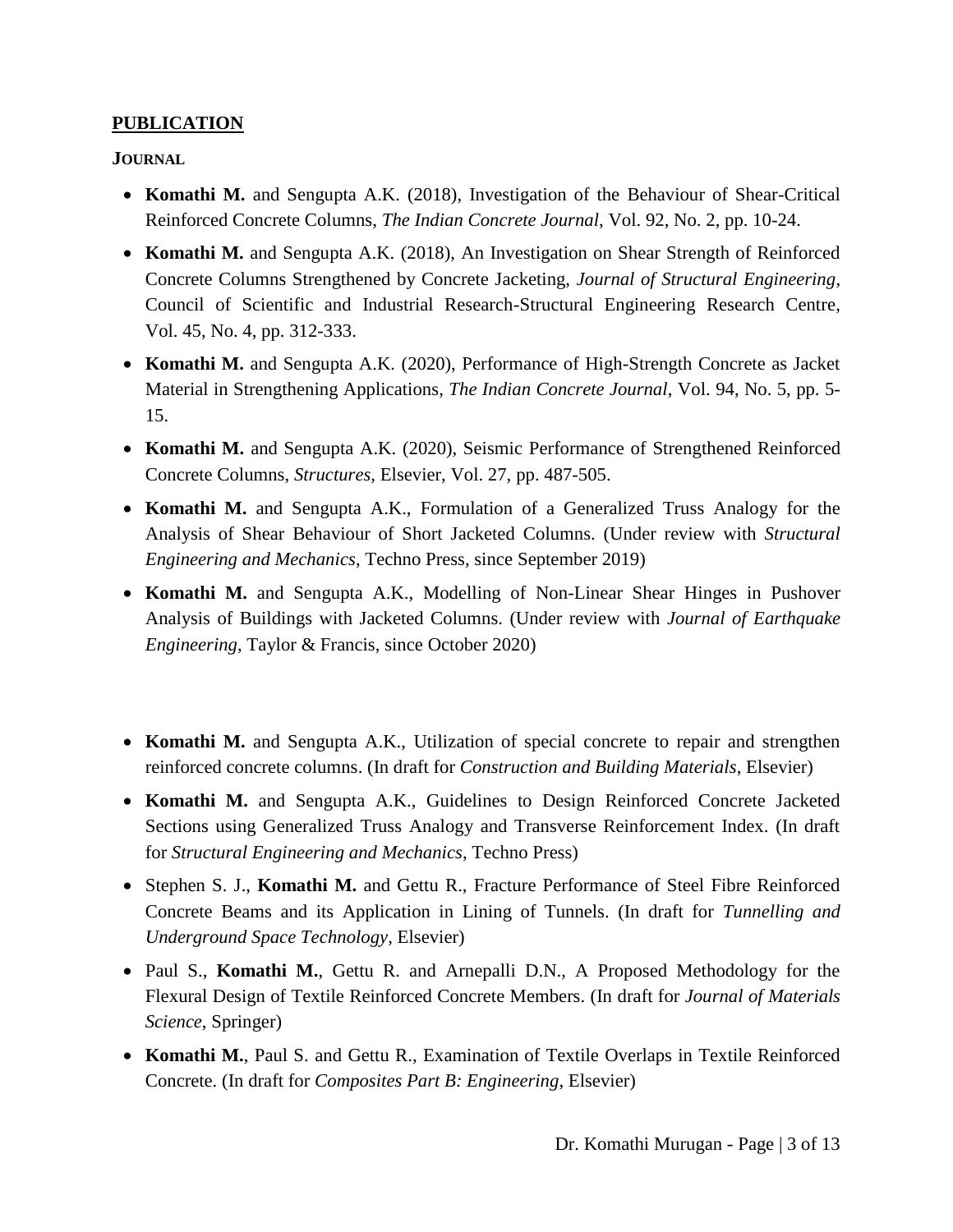## **PUBLICATION**

**JOURNAL**

- **Komathi M.** and Sengupta A.K. (2018), Investigation of the Behaviour of Shear-Critical Reinforced Concrete Columns, *The Indian Concrete Journal*, Vol. 92, No. 2, pp. 10-24.
- **Komathi M.** and Sengupta A.K. (2018), An Investigation on Shear Strength of Reinforced Concrete Columns Strengthened by Concrete Jacketing, *Journal of Structural Engineering*, Council of Scientific and Industrial Research-Structural Engineering Research Centre, Vol. 45, No. 4, pp. 312-333.
- **Komathi M.** and Sengupta A.K. (2020), Performance of High-Strength Concrete as Jacket Material in Strengthening Applications, *The Indian Concrete Journal*, Vol. 94, No. 5, pp. 5-15.
- **Komathi M.** and Sengupta A.K. (2020), Seismic Performance of Strengthened Reinforced Concrete Columns, *Structures*, Elsevier, Vol. 27, pp. 487-505.
- **Komathi M.** and Sengupta A.K., Formulation of a Generalized Truss Analogy for the Analysis of Shear Behaviour of Short Jacketed Columns. (Under review with *Structural Engineering and Mechanics*, Techno Press, since September 2019)
- **Komathi M.** and Sengupta A.K., Modelling of Non-Linear Shear Hinges in Pushover Analysis of Buildings with Jacketed Columns. (Under review with *Journal of Earthquake Engineering*, Taylor & Francis, since October 2020)

- **Komathi M.** and Sengupta A.K., Utilization of special concrete to repair and strengthen reinforced concrete columns. (In draft for *Construction and Building Materials*, Elsevier)
- **Komathi M.** and Sengupta A.K., Guidelines to Design Reinforced Concrete Jacketed Sections using Generalized Truss Analogy and Transverse Reinforcement Index. (In draft for *Structural Engineering and Mechanics*, Techno Press)
- Stephen S. J., **Komathi M.** and Gettu R., Fracture Performance of Steel Fibre Reinforced Concrete Beams and its Application in Lining of Tunnels. (In draft for *Tunnelling and Underground Space Technology*, Elsevier)
- Paul S., **Komathi M.**, Gettu R. and Arnepalli D.N., A Proposed Methodology for the Flexural Design of Textile Reinforced Concrete Members. (In draft for *Journal of Materials Science*, Springer)
- **Komathi M.**, Paul S. and Gettu R., Examination of Textile Overlaps in Textile Reinforced Concrete. (In draft for *Composites Part B: Engineering*, Elsevier)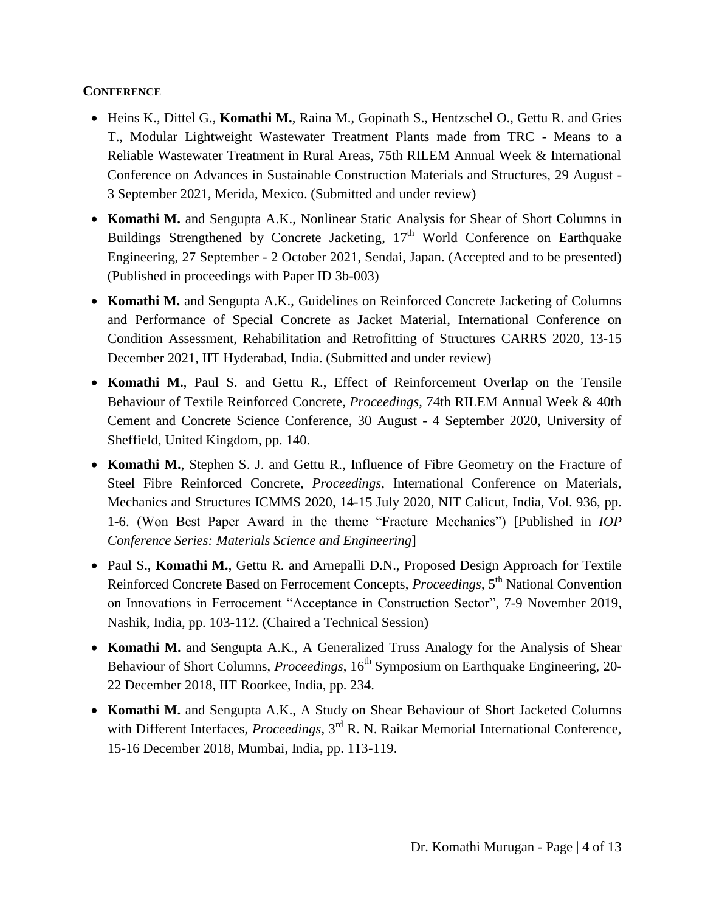**CONFERENCE**

- Heins K., Dittel G., **Komathi M.**, Raina M., Gopinath S., Hentzschel O., Gettu R. and Gries T., Modular Lightweight Wastewater Treatment Plants made from TRC - Means to a Reliable Wastewater Treatment in Rural Areas, 75th RILEM Annual Week & International Conference on Advances in Sustainable Construction Materials and Structures, 29 August - 3 September 2021, Merida, Mexico. (Submitted and under review)
- **Komathi M.** and Sengupta A.K., Nonlinear Static Analysis for Shear of Short Columns in Buildings Strengthened by Concrete Jacketing, 17th World Conference on Earthquake Engineering, 27 September - 2 October 2021, Sendai, Japan. (Accepted and to be presented) (Published in proceedings with Paper ID 3b-003)
- **Komathi M.** and Sengupta A.K., Guidelines on Reinforced Concrete Jacketing of Columns and Performance of Special Concrete as Jacket Material, International Conference on Condition Assessment, Rehabilitation and Retrofitting of Structures CARRS 2020, 13-15 December 2021, IIT Hyderabad, India. (Submitted and under review)
- **Komathi M.**, Paul S. and Gettu R., Effect of Reinforcement Overlap on the Tensile Behaviour of Textile Reinforced Concrete, *Proceedings*, 74th RILEM Annual Week & 40th Cement and Concrete Science Conference, 30 August - 4 September 2020, University of Sheffield, United Kingdom, pp. 140.
- **Komathi M.**, Stephen S. J. and Gettu R., Influence of Fibre Geometry on the Fracture of Steel Fibre Reinforced Concrete, *Proceedings*, International Conference on Materials, Mechanics and Structures ICMMS 2020, 14-15 July 2020, NIT Calicut, India, Vol. 936, pp. 1-6. (Won Best Paper Award in the theme "Fracture Mechanics") [Published in *IOP Conference Series: Materials Science and Engineering*]
- Paul S., **Komathi M.**, Gettu R. and Arnepalli D.N., Proposed Design Approach for Textile Reinforced Concrete Based on Ferrocement Concepts, *Proceedings*, 5th National Convention on Innovations in Ferrocement "Acceptance in Construction Sector", 7-9 November 2019, Nashik, India, pp. 103-112. (Chaired a Technical Session)
- **Komathi M.** and Sengupta A.K., A Generalized Truss Analogy for the Analysis of Shear Behaviour of Short Columns, *Proceedings*, 16th Symposium on Earthquake Engineering, 20-22 December 2018, IIT Roorkee, India, pp. 234.
- **Komathi M.** and Sengupta A.K., A Study on Shear Behaviour of Short Jacketed Columns with Different Interfaces, *Proceedings*, 3rd R. N. Raikar Memorial International Conference, 15-16 December 2018, Mumbai, India, pp. 113-119.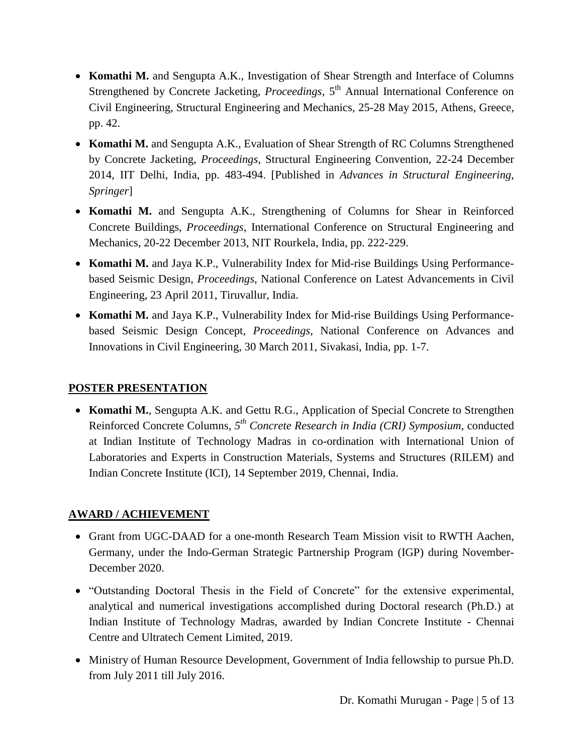- **Komathi M.** and Sengupta A.K., Investigation of Shear Strength and Interface of Columns Strengthened by Concrete Jacketing, *Proceedings*, 5th Annual International Conference on Civil Engineering, Structural Engineering and Mechanics, 25-28 May 2015, Athens, Greece, pp. 42.
- **Komathi M.** and Sengupta A.K., Evaluation of Shear Strength of RC Columns Strengthened by Concrete Jacketing, *Proceedings*, Structural Engineering Convention, 22-24 December 2014, IIT Delhi, India, pp. 483-494. [Published in *Advances in Structural Engineering, Springer*]
- **Komathi M.** and Sengupta A.K., Strengthening of Columns for Shear in Reinforced Concrete Buildings, *Proceedings*, International Conference on Structural Engineering and Mechanics, 20-22 December 2013, NIT Rourkela, India, pp. 222-229.
- **Komathi M.** and Jaya K.P., Vulnerability Index for Mid-rise Buildings Using Performance-based Seismic Design, *Proceedings*, National Conference on Latest Advancements in Civil Engineering, 23 April 2011, Tiruvallur, India.
- **Komathi M.** and Jaya K.P., Vulnerability Index for Mid-rise Buildings Using Performance-based Seismic Design Concept, *Proceedings*, National Conference on Advances and Innovations in Civil Engineering, 30 March 2011, Sivakasi, India, pp. 1-7.

## POSTER PRESENTATION

- **Komathi M.**, Sengupta A.K. and Gettu R.G., Application of Special Concrete to Strengthen Reinforced Concrete Columns, *5th Concrete Research in India (CRI) Symposium*, conducted at Indian Institute of Technology Madras in co-ordination with International Union of Laboratories and Experts in Construction Materials, Systems and Structures (RILEM) and Indian Concrete Institute (ICI), 14 September 2019, Chennai, India.

## AWARD / ACHIEVEMENT

- Grant from UGC-DAAD for a one-month Research Team Mission visit to RWTH Aachen, Germany, under the Indo-German Strategic Partnership Program (IGP) during November-December 2020.
- "Outstanding Doctoral Thesis in the Field of Concrete" for the extensive experimental, analytical and numerical investigations accomplished during Doctoral research (Ph.D.) at Indian Institute of Technology Madras, awarded by Indian Concrete Institute - Chennai Centre and Ultratech Cement Limited, 2019.
- Ministry of Human Resource Development, Government of India fellowship to pursue Ph.D. from July 2011 till July 2016.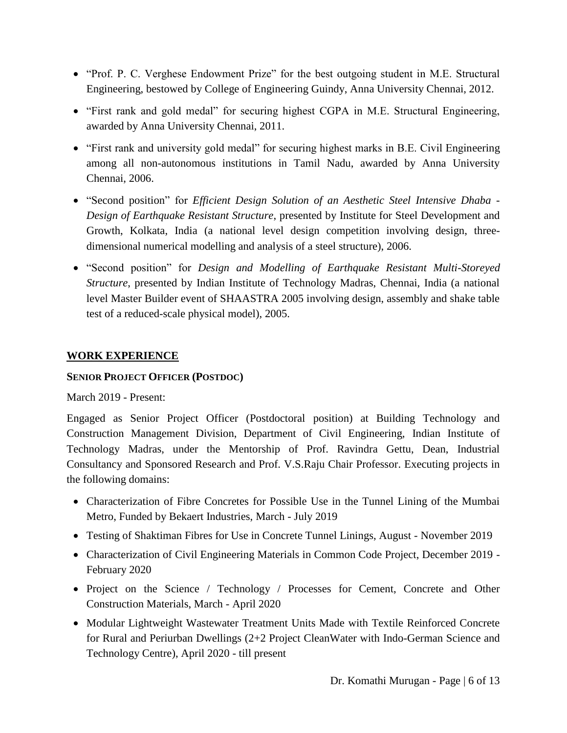- "Prof. P. C. Verghese Endowment Prize" for the best outgoing student in M.E. Structural Engineering, bestowed by College of Engineering Guindy, Anna University Chennai, 2012.
- "First rank and gold medal" for securing highest CGPA in M.E. Structural Engineering, awarded by Anna University Chennai, 2011.
- "First rank and university gold medal" for securing highest marks in B.E. Civil Engineering among all non-autonomous institutions in Tamil Nadu, awarded by Anna University Chennai, 2006.
- "Second position" for *Efficient Design Solution of an Aesthetic Steel Intensive Dhaba - Design of Earthquake Resistant Structure*, presented by Institute for Steel Development and Growth, Kolkata, India (a national level design competition involving design, three-dimensional numerical modelling and analysis of a steel structure), 2006.
- "Second position" for *Design and Modelling of Earthquake Resistant Multi-Storeyed Structure*, presented by Indian Institute of Technology Madras, Chennai, India (a national level Master Builder event of SHAASTRA 2005 involving design, assembly and shake table test of a reduced-scale physical model), 2005.

## WORK EXPERIENCE

### SENIOR PROJECT OFFICER (POSTDOC)

March 2019 - Present:

Engaged as Senior Project Officer (Postdoctoral position) at Building Technology and Construction Management Division, Department of Civil Engineering, Indian Institute of Technology Madras, under the Mentorship of Prof. Ravindra Gettu, Dean, Industrial Consultancy and Sponsored Research and Prof. V.S.Raju Chair Professor. Executing projects in the following domains:

- Characterization of Fibre Concretes for Possible Use in the Tunnel Lining of the Mumbai Metro, Funded by Bekaert Industries, March - July 2019
- Testing of Shaktiman Fibres for Use in Concrete Tunnel Linings, August - November 2019
- Characterization of Civil Engineering Materials in Common Code Project, December 2019 - February 2020
- Project on the Science / Technology / Processes for Cement, Concrete and Other Construction Materials, March - April 2020
- Modular Lightweight Wastewater Treatment Units Made with Textile Reinforced Concrete for Rural and Periurban Dwellings (2+2 Project CleanWater with Indo-German Science and Technology Centre), April 2020 - till present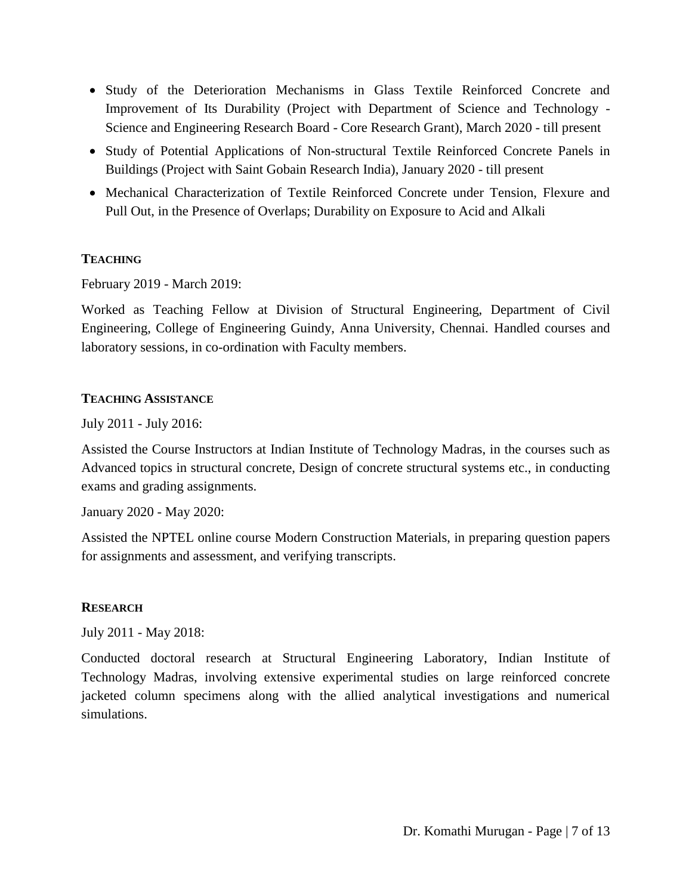- Study of the Deterioration Mechanisms in Glass Textile Reinforced Concrete and Improvement of Its Durability (Project with Department of Science and Technology - Science and Engineering Research Board - Core Research Grant), March 2020 - till present
- Study of Potential Applications of Non-structural Textile Reinforced Concrete Panels in Buildings (Project with Saint Gobain Research India), January 2020 - till present
- Mechanical Characterization of Textile Reinforced Concrete under Tension, Flexure and Pull Out, in the Presence of Overlaps; Durability on Exposure to Acid and Alkali

## TEACHING

February 2019 - March 2019:

Worked as Teaching Fellow at Division of Structural Engineering, Department of Civil Engineering, College of Engineering Guindy, Anna University, Chennai. Handled courses and laboratory sessions, in co-ordination with Faculty members.

## TEACHING ASSISTANCE

July 2011 - July 2016:

Assisted the Course Instructors at Indian Institute of Technology Madras, in the courses such as Advanced topics in structural concrete, Design of concrete structural systems etc., in conducting exams and grading assignments.

January 2020 - May 2020:

Assisted the NPTEL online course Modern Construction Materials, in preparing question papers for assignments and assessment, and verifying transcripts.

## RESEARCH

July 2011 - May 2018:

Conducted doctoral research at Structural Engineering Laboratory, Indian Institute of Technology Madras, involving extensive experimental studies on large reinforced concrete jacketed column specimens along with the allied analytical investigations and numerical simulations.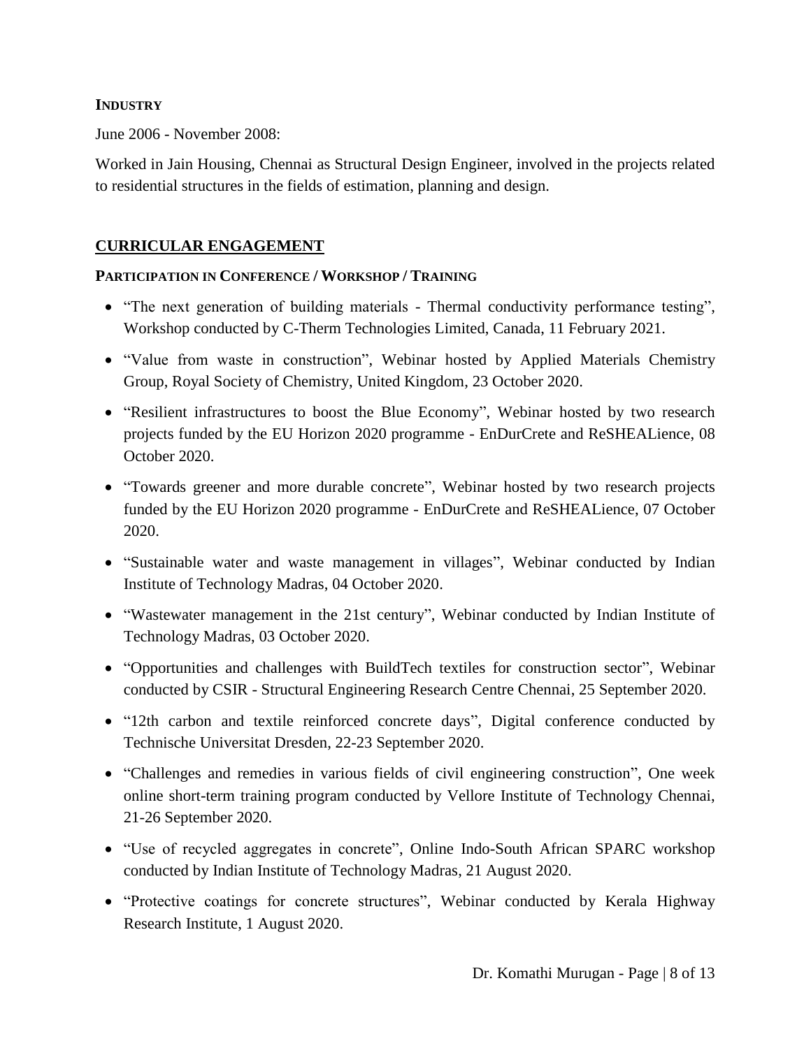### INDUSTRY

June 2006 - November 2008:

Worked in Jain Housing, Chennai as Structural Design Engineer, involved in the projects related to residential structures in the fields of estimation, planning and design.

## CURRICULAR ENGAGEMENT

### PARTICIPATION IN CONFERENCE / WORKSHOP / TRAINING

- "The next generation of building materials - Thermal conductivity performance testing", Workshop conducted by C-Therm Technologies Limited, Canada, 11 February 2021.
- "Value from waste in construction", Webinar hosted by Applied Materials Chemistry Group, Royal Society of Chemistry, United Kingdom, 23 October 2020.
- "Resilient infrastructures to boost the Blue Economy", Webinar hosted by two research projects funded by the EU Horizon 2020 programme - EnDurCrete and ReSHEALience, 08 October 2020.
- "Towards greener and more durable concrete", Webinar hosted by two research projects funded by the EU Horizon 2020 programme - EnDurCrete and ReSHEALience, 07 October 2020.
- "Sustainable water and waste management in villages", Webinar conducted by Indian Institute of Technology Madras, 04 October 2020.
- "Wastewater management in the 21st century", Webinar conducted by Indian Institute of Technology Madras, 03 October 2020.
- "Opportunities and challenges with BuildTech textiles for construction sector", Webinar conducted by CSIR - Structural Engineering Research Centre Chennai, 25 September 2020.
- "12th carbon and textile reinforced concrete days", Digital conference conducted by Technische Universitat Dresden, 22-23 September 2020.
- "Challenges and remedies in various fields of civil engineering construction", One week online short-term training program conducted by Vellore Institute of Technology Chennai, 21-26 September 2020.
- "Use of recycled aggregates in concrete", Online Indo-South African SPARC workshop conducted by Indian Institute of Technology Madras, 21 August 2020.
- "Protective coatings for concrete structures", Webinar conducted by Kerala Highway Research Institute, 1 August 2020.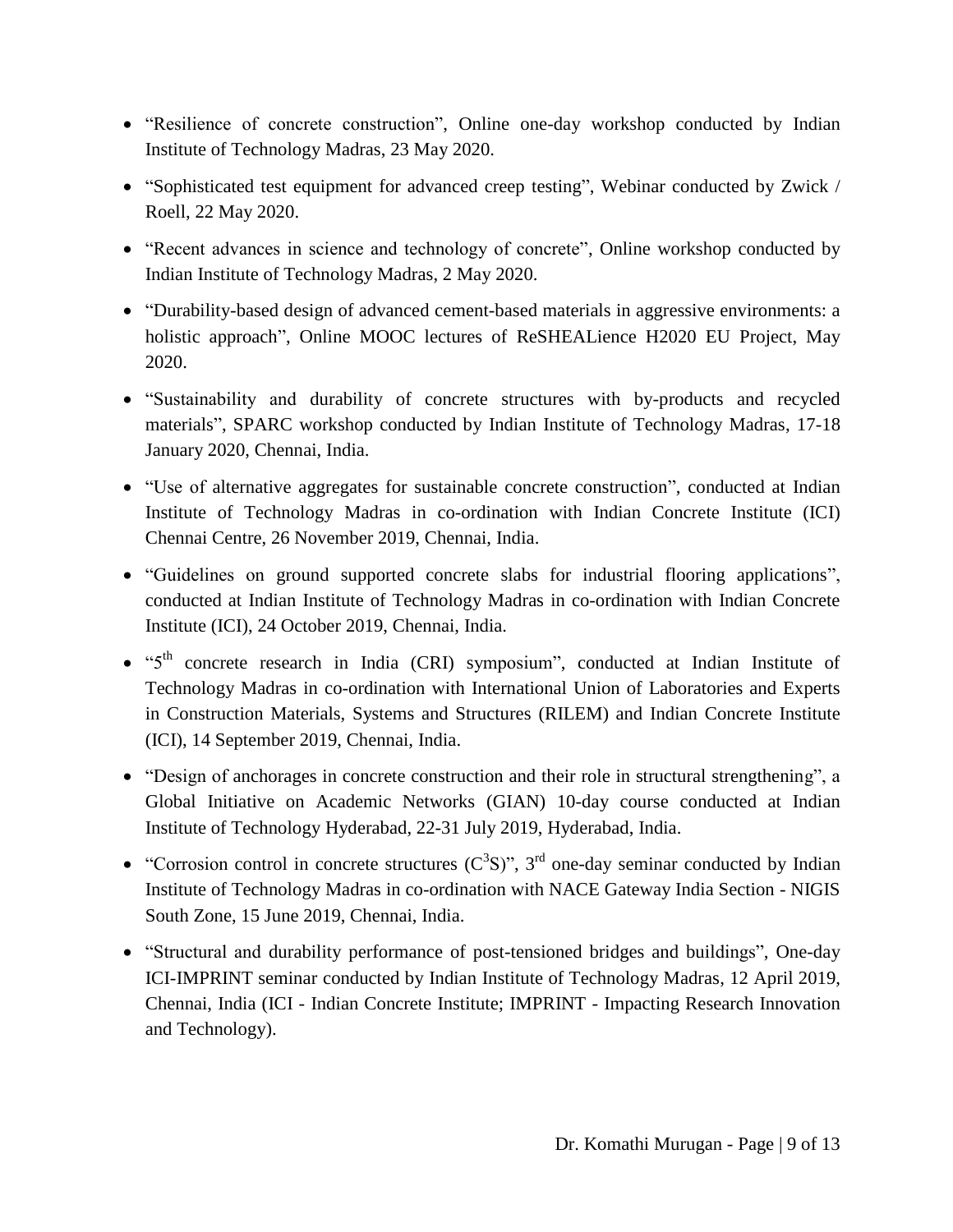- "Resilience of concrete construction", Online one-day workshop conducted by Indian Institute of Technology Madras, 23 May 2020.

- "Sophisticated test equipment for advanced creep testing", Webinar conducted by Zwick / Roell, 22 May 2020.

- "Recent advances in science and technology of concrete", Online workshop conducted by Indian Institute of Technology Madras, 2 May 2020.

- "Durability-based design of advanced cement-based materials in aggressive environments: a holistic approach", Online MOOC lectures of ReSHEALience H2020 EU Project, May 2020.

- "Sustainability and durability of concrete structures with by-products and recycled materials", SPARC workshop conducted by Indian Institute of Technology Madras, 17-18 January 2020, Chennai, India.

- "Use of alternative aggregates for sustainable concrete construction", conducted at Indian Institute of Technology Madras in co-ordination with Indian Concrete Institute (ICI) Chennai Centre, 26 November 2019, Chennai, India.

- "Guidelines on ground supported concrete slabs for industrial flooring applications", conducted at Indian Institute of Technology Madras in co-ordination with Indian Concrete Institute (ICI), 24 October 2019, Chennai, India.

- "5th concrete research in India (CRI) symposium", conducted at Indian Institute of Technology Madras in co-ordination with International Union of Laboratories and Experts in Construction Materials, Systems and Structures (RILEM) and Indian Concrete Institute (ICI), 14 September 2019, Chennai, India.

- "Design of anchorages in concrete construction and their role in structural strengthening", a Global Initiative on Academic Networks (GIAN) 10-day course conducted at Indian Institute of Technology Hyderabad, 22-31 July 2019, Hyderabad, India.

- "Corrosion control in concrete structures ($C^3S$)", 3rd one-day seminar conducted by Indian Institute of Technology Madras in co-ordination with NACE Gateway India Section - NIGIS South Zone, 15 June 2019, Chennai, India.

- "Structural and durability performance of post-tensioned bridges and buildings", One-day ICI-IMPRINT seminar conducted by Indian Institute of Technology Madras, 12 April 2019, Chennai, India (ICI - Indian Concrete Institute; IMPRINT - Impacting Research Innovation and Technology).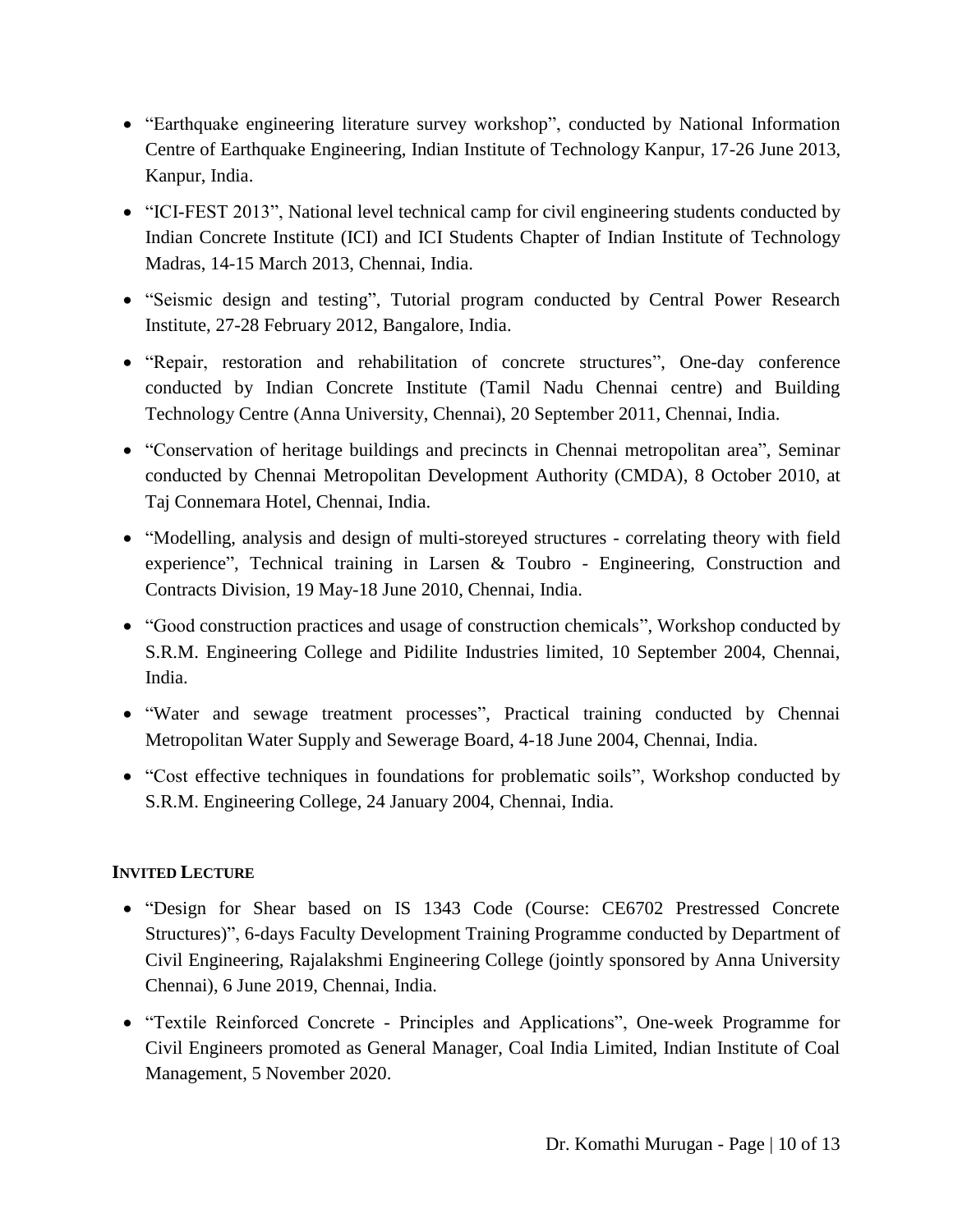- "Earthquake engineering literature survey workshop", conducted by National Information Centre of Earthquake Engineering, Indian Institute of Technology Kanpur, 17-26 June 2013, Kanpur, India.
- "ICI-FEST 2013", National level technical camp for civil engineering students conducted by Indian Concrete Institute (ICI) and ICI Students Chapter of Indian Institute of Technology Madras, 14-15 March 2013, Chennai, India.
- "Seismic design and testing", Tutorial program conducted by Central Power Research Institute, 27-28 February 2012, Bangalore, India.
- "Repair, restoration and rehabilitation of concrete structures", One-day conference conducted by Indian Concrete Institute (Tamil Nadu Chennai centre) and Building Technology Centre (Anna University, Chennai), 20 September 2011, Chennai, India.
- "Conservation of heritage buildings and precincts in Chennai metropolitan area", Seminar conducted by Chennai Metropolitan Development Authority (CMDA), 8 October 2010, at Taj Connemara Hotel, Chennai, India.
- "Modelling, analysis and design of multi-storeyed structures - correlating theory with field experience", Technical training in Larsen & Toubro - Engineering, Construction and Contracts Division, 19 May-18 June 2010, Chennai, India.
- "Good construction practices and usage of construction chemicals", Workshop conducted by S.R.M. Engineering College and Pidilite Industries limited, 10 September 2004, Chennai, India.
- "Water and sewage treatment processes", Practical training conducted by Chennai Metropolitan Water Supply and Sewerage Board, 4-18 June 2004, Chennai, India.
- "Cost effective techniques in foundations for problematic soils", Workshop conducted by S.R.M. Engineering College, 24 January 2004, Chennai, India.

**INVITED LECTURE**

- "Design for Shear based on IS 1343 Code (Course: CE6702 Prestressed Concrete Structures)", 6-days Faculty Development Training Programme conducted by Department of Civil Engineering, Rajalakshmi Engineering College (jointly sponsored by Anna University Chennai), 6 June 2019, Chennai, India.
- "Textile Reinforced Concrete - Principles and Applications", One-week Programme for Civil Engineers promoted as General Manager, Coal India Limited, Indian Institute of Coal Management, 5 November 2020.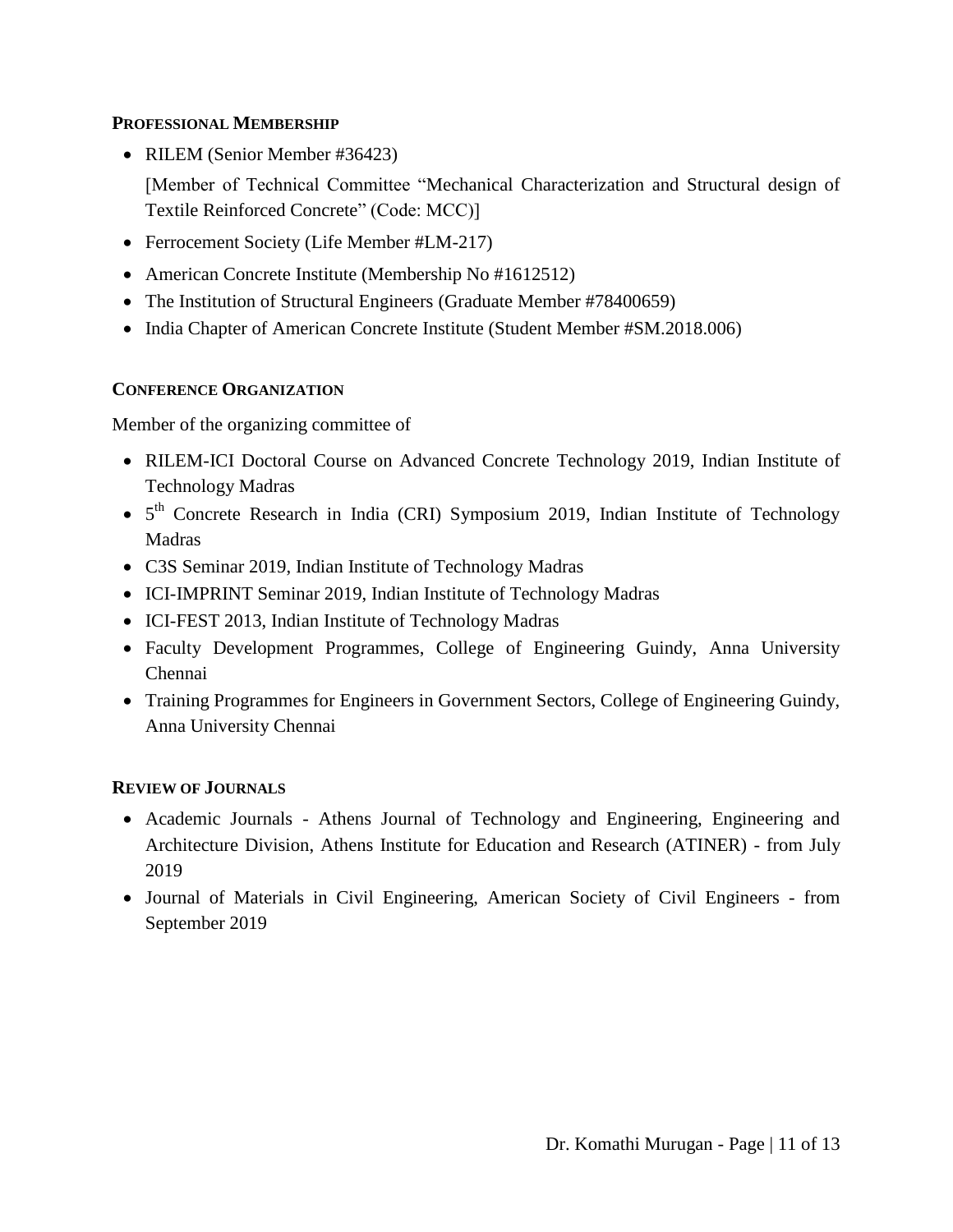### PROFESSIONAL MEMBERSHIP

- RILEM (Senior Member #36423)

  [Member of Technical Committee "Mechanical Characterization and Structural design of Textile Reinforced Concrete" (Code: MCC)]

- Ferrocement Society (Life Member #LM-217)
- American Concrete Institute (Membership No #1612512)
- The Institution of Structural Engineers (Graduate Member #78400659)
- India Chapter of American Concrete Institute (Student Member #SM.2018.006)

### CONFERENCE ORGANIZATION

Member of the organizing committee of

- RILEM-ICI Doctoral Course on Advanced Concrete Technology 2019, Indian Institute of Technology Madras
- 5th Concrete Research in India (CRI) Symposium 2019, Indian Institute of Technology Madras
- C3S Seminar 2019, Indian Institute of Technology Madras
- ICI-IMPRINT Seminar 2019, Indian Institute of Technology Madras
- ICI-FEST 2013, Indian Institute of Technology Madras
- Faculty Development Programmes, College of Engineering Guindy, Anna University Chennai
- Training Programmes for Engineers in Government Sectors, College of Engineering Guindy, Anna University Chennai

### REVIEW OF JOURNALS

- Academic Journals - Athens Journal of Technology and Engineering, Engineering and Architecture Division, Athens Institute for Education and Research (ATINER) - from July 2019
- Journal of Materials in Civil Engineering, American Society of Civil Engineers - from September 2019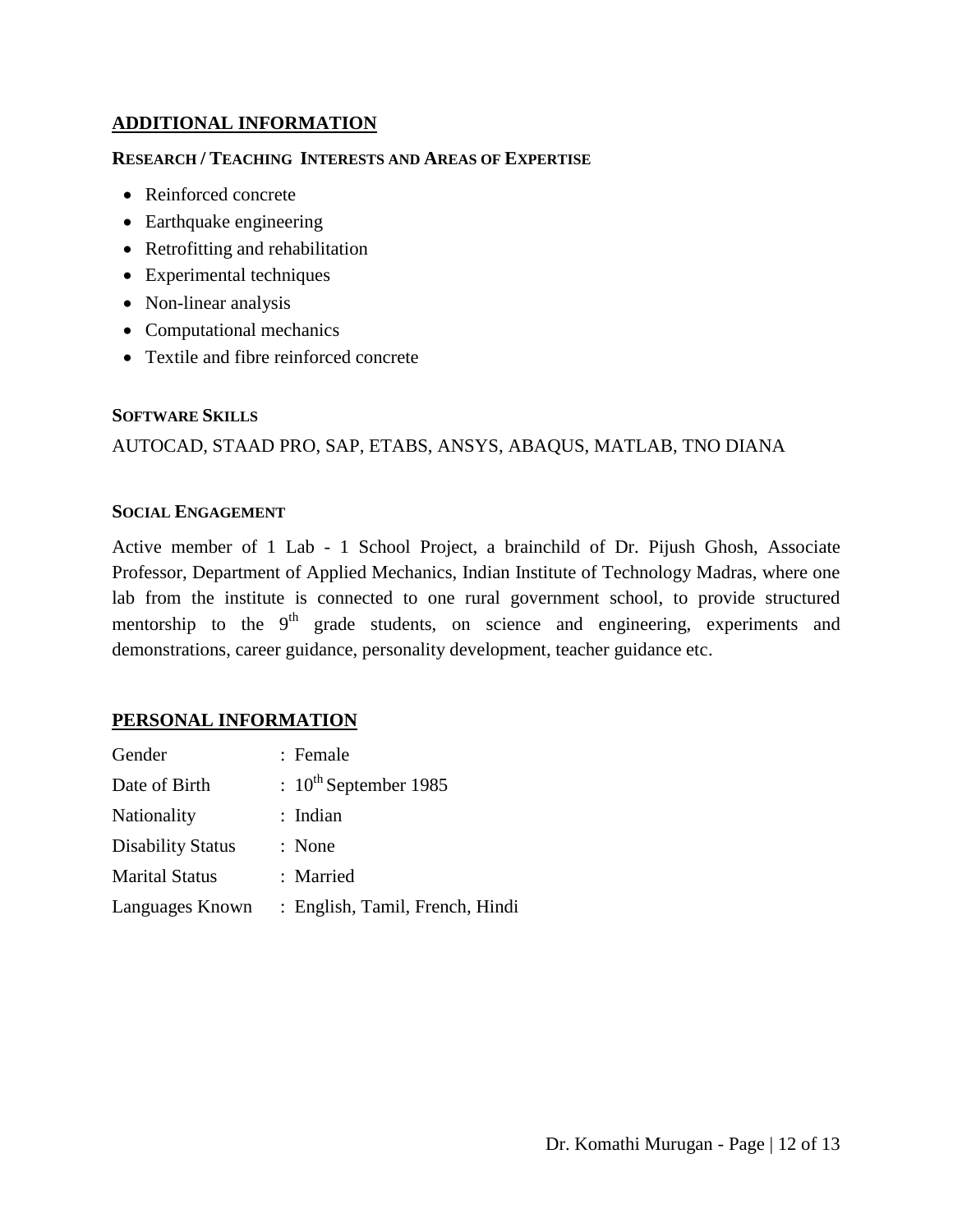## ADDITIONAL INFORMATION

### RESEARCH / TEACHING INTERESTS AND AREAS OF EXPERTISE

- Reinforced concrete
- Earthquake engineering
- Retrofitting and rehabilitation
- Experimental techniques
- Non-linear analysis
- Computational mechanics
- Textile and fibre reinforced concrete

### SOFTWARE SKILLS

AUTOCAD, STAAD PRO, SAP, ETABS, ANSYS, ABAQUS, MATLAB, TNO DIANA

### SOCIAL ENGAGEMENT

Active member of 1 Lab - 1 School Project, a brainchild of Dr. Pijush Ghosh, Associate Professor, Department of Applied Mechanics, Indian Institute of Technology Madras, where one lab from the institute is connected to one rural government school, to provide structured mentorship to the 9th grade students, on science and engineering, experiments and demonstrations, career guidance, personality development, teacher guidance etc.

## PERSONAL INFORMATION

| | |
|---|---|
| Gender | : Female |
| Date of Birth | : 10th September 1985 |
| Nationality | : Indian |
| Disability Status | : None |
| Marital Status | : Married |
| Languages Known | : English, Tamil, French, Hindi |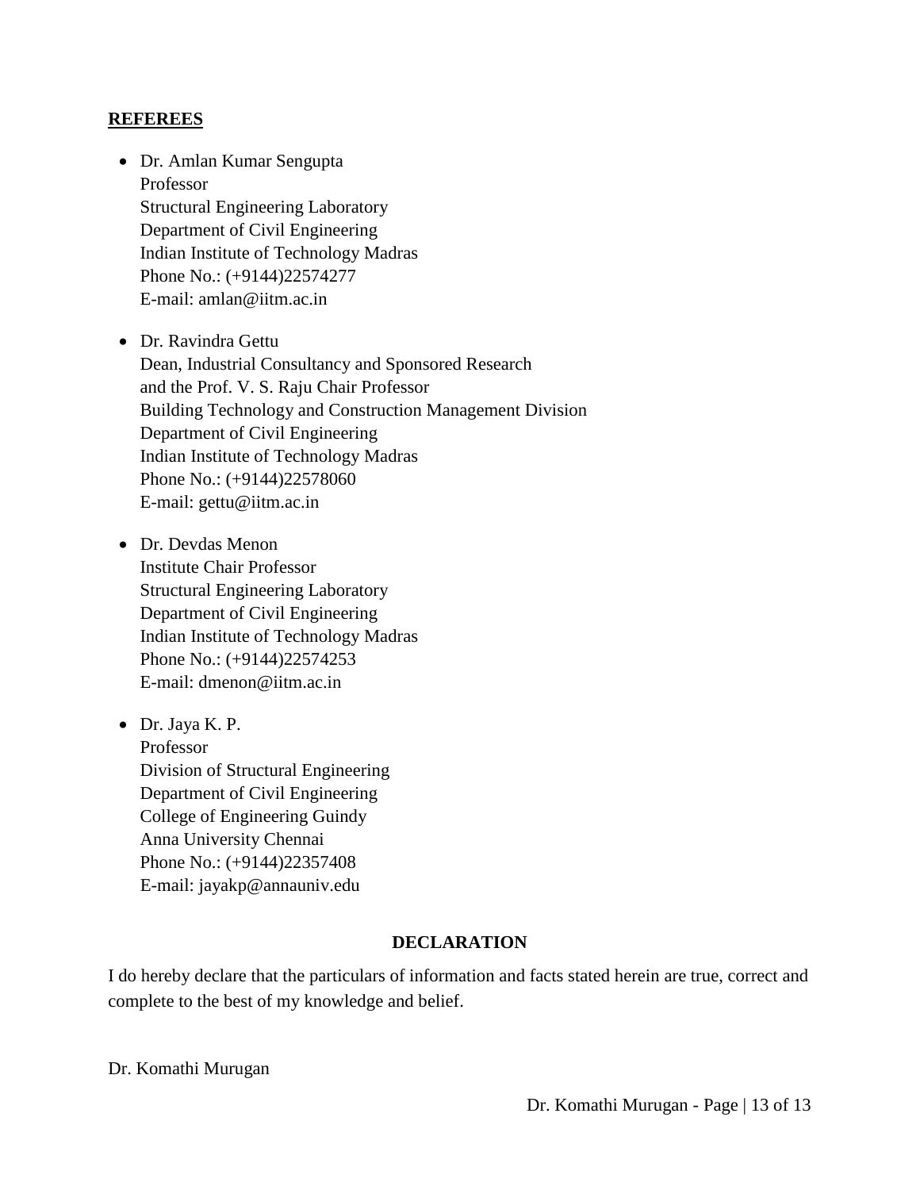## REFEREES

- Dr. Amlan Kumar Sengupta
  Professor
  Structural Engineering Laboratory
  Department of Civil Engineering
  Indian Institute of Technology Madras
  Phone No.: (+9144)22574277
  E-mail: amlan@iitm.ac.in

- Dr. Ravindra Gettu
  Dean, Industrial Consultancy and Sponsored Research
  and the Prof. V. S. Raju Chair Professor
  Building Technology and Construction Management Division
  Department of Civil Engineering
  Indian Institute of Technology Madras
  Phone No.: (+9144)22578060
  E-mail: gettu@iitm.ac.in

- Dr. Devdas Menon
  Institute Chair Professor
  Structural Engineering Laboratory
  Department of Civil Engineering
  Indian Institute of Technology Madras
  Phone No.: (+9144)22574253
  E-mail: dmenon@iitm.ac.in

- Dr. Jaya K. P.
  Professor
  Division of Structural Engineering
  Department of Civil Engineering
  College of Engineering Guindy
  Anna University Chennai
  Phone No.: (+9144)22357408
  E-mail: jayakp@annauniv.edu

**DECLARATION**

I do hereby declare that the particulars of information and facts stated herein are true, correct and complete to the best of my knowledge and belief.

Dr. Komathi Murugan